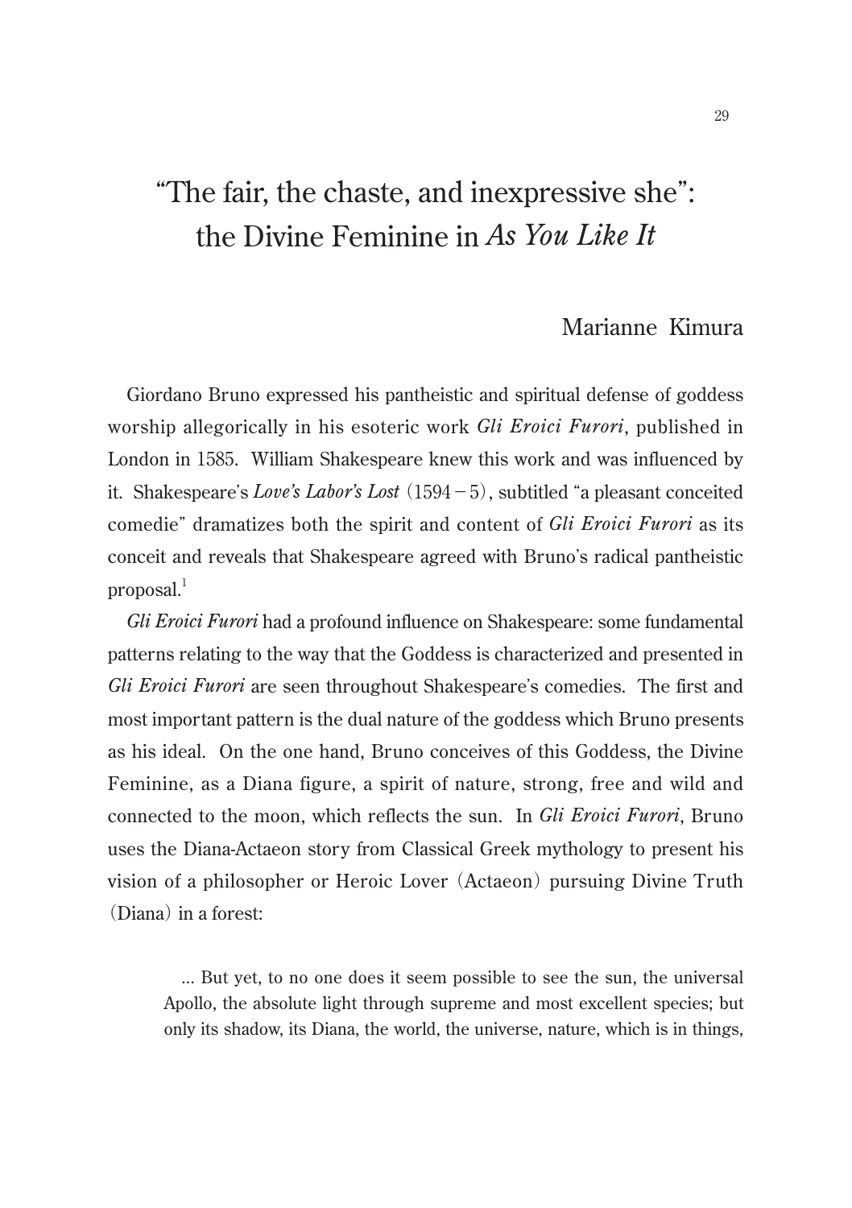# "The fair, the chaste, and inexpressive she": the Divine Feminine in *As You Like It*

Marianne Kimura

Giordano Bruno expressed his pantheistic and spiritual defense of goddess worship allegorically in his esoteric work *Gli Eroici Furori*, published in London in 1585. William Shakespeare knew this work and was influenced by it. Shakespeare's *Love's Labor's Lost* (1594 – 5), subtitled "a pleasant conceited comedie" dramatizes both the spirit and content of *Gli Eroici Furori* as its conceit and reveals that Shakespeare agreed with Bruno's radical pantheistic proposal.[1]

*Gli Eroici Furori* had a profound influence on Shakespeare: some fundamental patterns relating to the way that the Goddess is characterized and presented in *Gli Eroici Furori* are seen throughout Shakespeare's comedies. The first and most important pattern is the dual nature of the goddess which Bruno presents as his ideal. On the one hand, Bruno conceives of this Goddess, the Divine Feminine, as a Diana figure, a spirit of nature, strong, free and wild and connected to the moon, which reflects the sun. In *Gli Eroici Furori*, Bruno uses the Diana-Actaeon story from Classical Greek mythology to present his vision of a philosopher or Heroic Lover (Actaeon) pursuing Divine Truth (Diana) in a forest:

> ... But yet, to no one does it seem possible to see the sun, the universal Apollo, the absolute light through supreme and most excellent species; but only its shadow, its Diana, the world, the universe, nature, which is in things,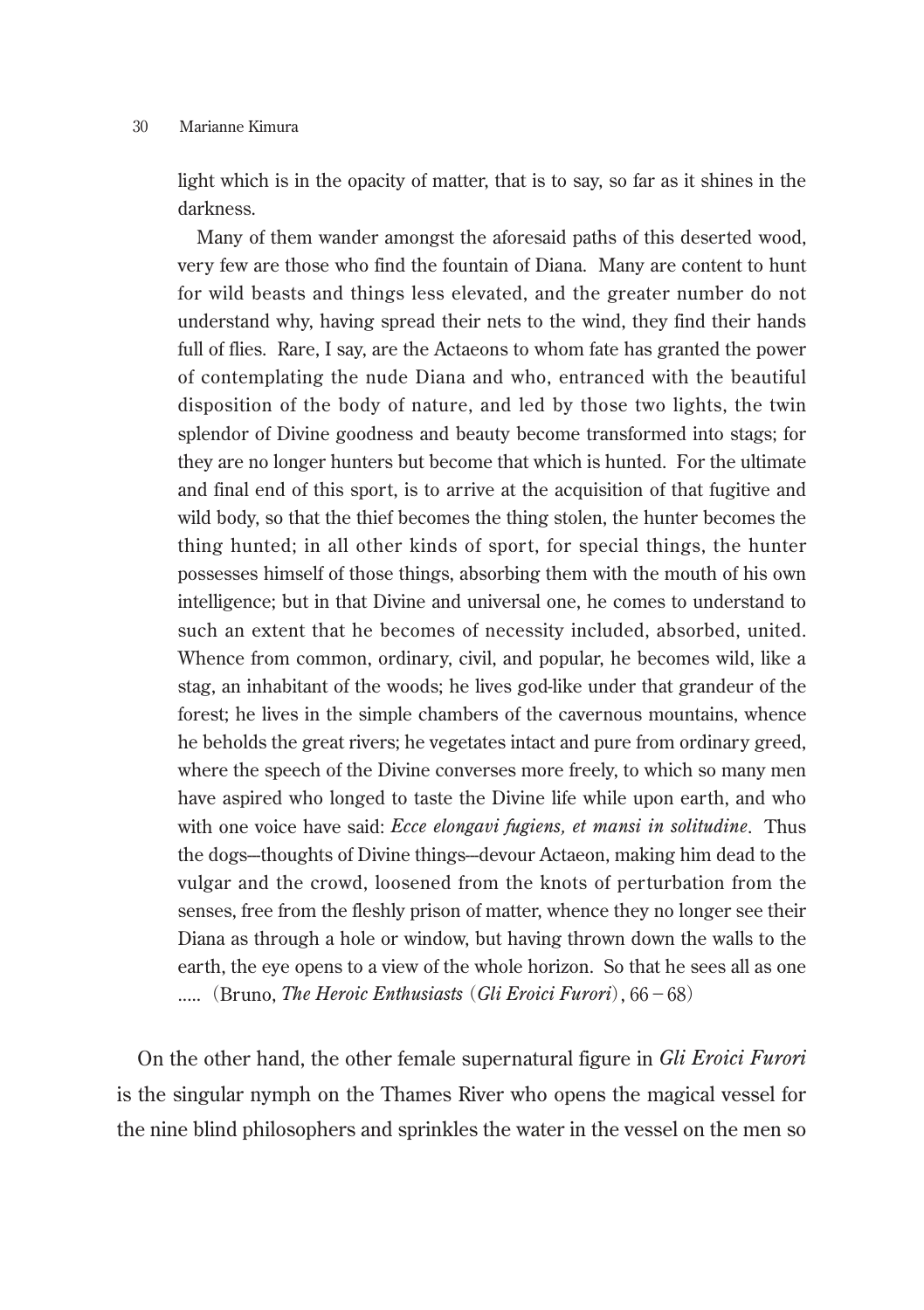> light which is in the opacity of matter, that is to say, so far as it shines in the darkness.
>
> Many of them wander amongst the aforesaid paths of this deserted wood, very few are those who find the fountain of Diana. Many are content to hunt for wild beasts and things less elevated, and the greater number do not understand why, having spread their nets to the wind, they find their hands full of flies. Rare, I say, are the Actaeons to whom fate has granted the power of contemplating the nude Diana and who, entranced with the beautiful disposition of the body of nature, and led by those two lights, the twin splendor of Divine goodness and beauty become transformed into stags; for they are no longer hunters but become that which is hunted. For the ultimate and final end of this sport, is to arrive at the acquisition of that fugitive and wild body, so that the thief becomes the thing stolen, the hunter becomes the thing hunted; in all other kinds of sport, for special things, the hunter possesses himself of those things, absorbing them with the mouth of his own intelligence; but in that Divine and universal one, he comes to understand to such an extent that he becomes of necessity included, absorbed, united. Whence from common, ordinary, civil, and popular, he becomes wild, like a stag, an inhabitant of the woods; he lives god-like under that grandeur of the forest; he lives in the simple chambers of the cavernous mountains, whence he beholds the great rivers; he vegetates intact and pure from ordinary greed, where the speech of the Divine converses more freely, to which so many men have aspired who longed to taste the Divine life while upon earth, and who with one voice have said: *Ecce elongavi fugiens, et mansi in solitudine*. Thus the dogs—thoughts of Divine things—devour Actaeon, making him dead to the vulgar and the crowd, loosened from the knots of perturbation from the senses, free from the fleshly prison of matter, whence they no longer see their Diana as through a hole or window, but having thrown down the walls to the earth, the eye opens to a view of the whole horizon. So that he sees all as one ….. (Bruno, *The Heroic Enthusiasts* (*Gli Eroici Furori*), 66－68)

On the other hand, the other female supernatural figure in *Gli Eroici Furori* is the singular nymph on the Thames River who opens the magical vessel for the nine blind philosophers and sprinkles the water in the vessel on the men so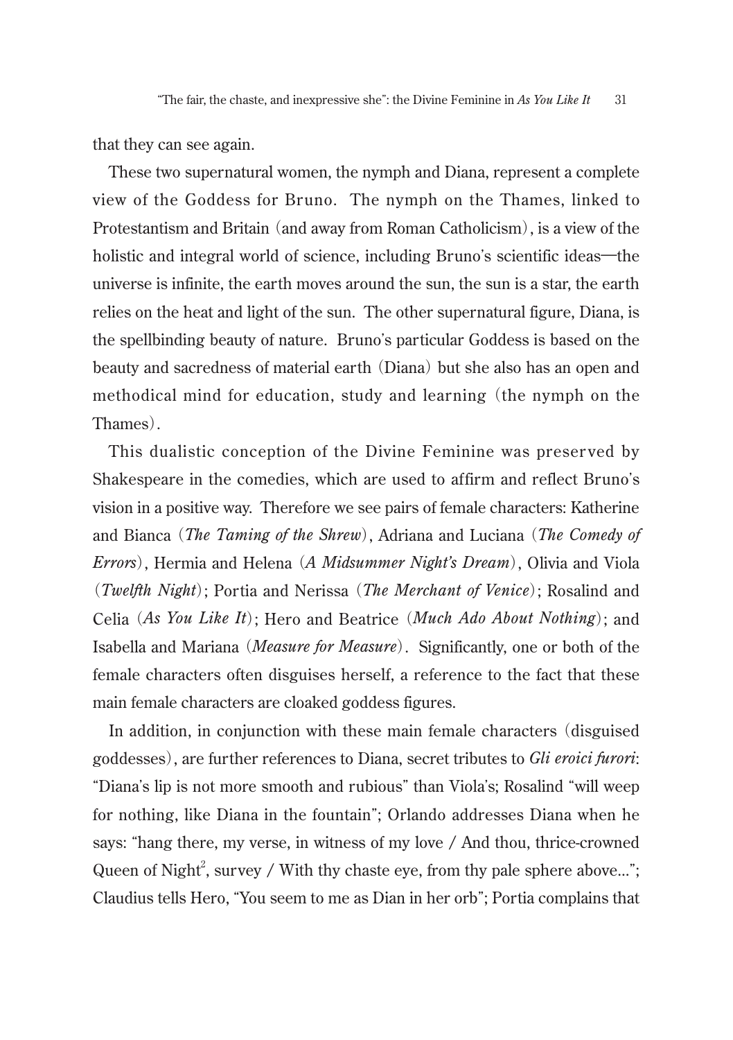that they can see again.

These two supernatural women, the nymph and Diana, represent a complete view of the Goddess for Bruno. The nymph on the Thames, linked to Protestantism and Britain (and away from Roman Catholicism), is a view of the holistic and integral world of science, including Bruno's scientific ideas—the universe is infinite, the earth moves around the sun, the sun is a star, the earth relies on the heat and light of the sun. The other supernatural figure, Diana, is the spellbinding beauty of nature. Bruno's particular Goddess is based on the beauty and sacredness of material earth (Diana) but she also has an open and methodical mind for education, study and learning (the nymph on the Thames).

This dualistic conception of the Divine Feminine was preserved by Shakespeare in the comedies, which are used to affirm and reflect Bruno's vision in a positive way. Therefore we see pairs of female characters: Katherine and Bianca (*The Taming of the Shrew*), Adriana and Luciana (*The Comedy of Errors*), Hermia and Helena (*A Midsummer Night's Dream*), Olivia and Viola (*Twelfth Night*); Portia and Nerissa (*The Merchant of Venice*); Rosalind and Celia (*As You Like It*); Hero and Beatrice (*Much Ado About Nothing*); and Isabella and Mariana (*Measure for Measure*). Significantly, one or both of the female characters often disguises herself, a reference to the fact that these main female characters are cloaked goddess figures.

In addition, in conjunction with these main female characters (disguised goddesses), are further references to Diana, secret tributes to *Gli eroici furori*: "Diana's lip is not more smooth and rubious" than Viola's; Rosalind "will weep for nothing, like Diana in the fountain"; Orlando addresses Diana when he says: "hang there, my verse, in witness of my love / And thou, thrice-crowned Queen of Night[2], survey / With thy chaste eye, from thy pale sphere above..."; Claudius tells Hero, "You seem to me as Dian in her orb"; Portia complains that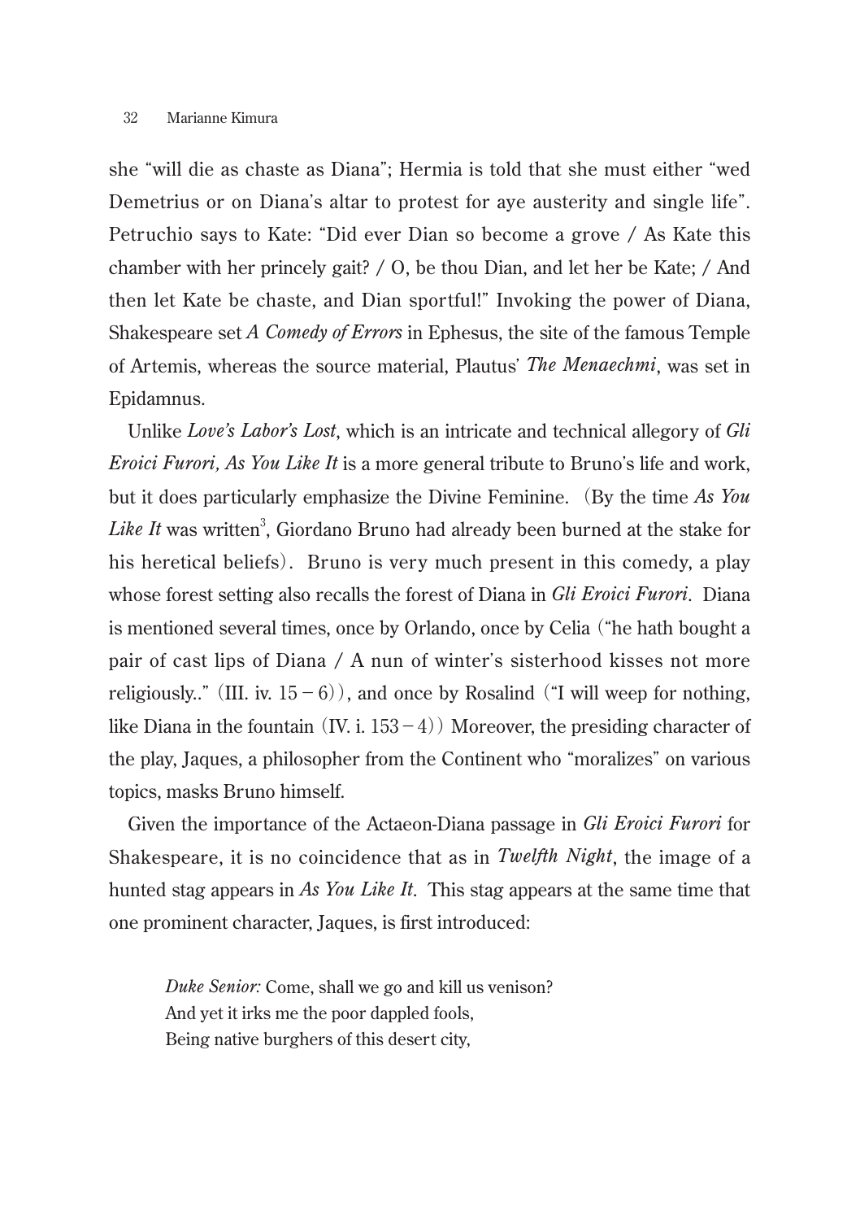she "will die as chaste as Diana"; Hermia is told that she must either "wed Demetrius or on Diana's altar to protest for aye austerity and single life". Petruchio says to Kate: "Did ever Dian so become a grove / As Kate this chamber with her princely gait? / O, be thou Dian, and let her be Kate; / And then let Kate be chaste, and Dian sportful!" Invoking the power of Diana, Shakespeare set *A Comedy of Errors* in Ephesus, the site of the famous Temple of Artemis, whereas the source material, Plautus' *The Menaechmi*, was set in Epidamnus.

Unlike *Love's Labor's Lost*, which is an intricate and technical allegory of *Gli Eroici Furori, As You Like It* is a more general tribute to Bruno's life and work, but it does particularly emphasize the Divine Feminine. (By the time *As You Like It* was written[3], Giordano Bruno had already been burned at the stake for his heretical beliefs). Bruno is very much present in this comedy, a play whose forest setting also recalls the forest of Diana in *Gli Eroici Furori*. Diana is mentioned several times, once by Orlando, once by Celia ("he hath bought a pair of cast lips of Diana / A nun of winter's sisterhood kisses not more religiously.." (III. iv. 15－6)), and once by Rosalind ("I will weep for nothing, like Diana in the fountain (IV. i. 153－4)) Moreover, the presiding character of the play, Jaques, a philosopher from the Continent who "moralizes" on various topics, masks Bruno himself.

Given the importance of the Actaeon-Diana passage in *Gli Eroici Furori* for Shakespeare, it is no coincidence that as in *Twelfth Night*, the image of a hunted stag appears in *As You Like It*. This stag appears at the same time that one prominent character, Jaques, is first introduced:

> *Duke Senior:* Come, shall we go and kill us venison?
> And yet it irks me the poor dappled fools,
> Being native burghers of this desert city,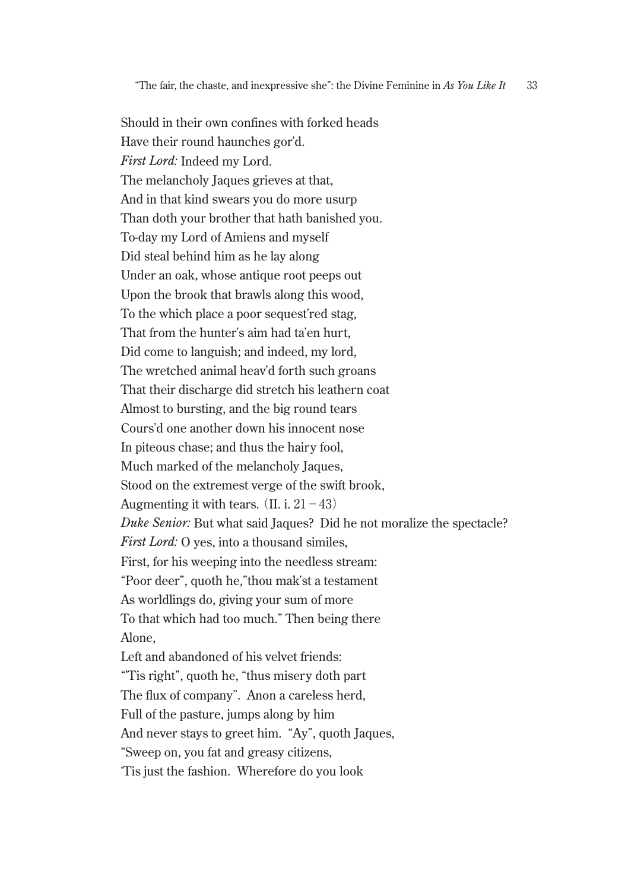Should in their own confines with forked heads  
Have their round haunches gor'd.  
*First Lord:* Indeed my Lord.  
The melancholy Jaques grieves at that,  
And in that kind swears you do more usurp  
Than doth your brother that hath banished you.  
To-day my Lord of Amiens and myself  
Did steal behind him as he lay along  
Under an oak, whose antique root peeps out  
Upon the brook that brawls along this wood,  
To the which place a poor sequest'red stag,  
That from the hunter's aim had ta'en hurt,  
Did come to languish; and indeed, my lord,  
The wretched animal heav'd forth such groans  
That their discharge did stretch his leathern coat  
Almost to bursting, and the big round tears  
Cours'd one another down his innocent nose  
In piteous chase; and thus the hairy fool,  
Much marked of the melancholy Jaques,  
Stood on the extremest verge of the swift brook,  
Augmenting it with tears. (II. i. 21 – 43)  
*Duke Senior:* But what said Jaques? Did he not moralize the spectacle?  
*First Lord:* O yes, into a thousand similes,  
First, for his weeping into the needless stream:  
"Poor deer", quoth he,"thou mak'st a testament  
As worldlings do, giving your sum of more  
To that which had too much." Then being there  
Alone,  
Left and abandoned of his velvet friends:  
"'Tis right", quoth he, "thus misery doth part  
The flux of company". Anon a careless herd,  
Full of the pasture, jumps along by him  
And never stays to greet him. "Ay", quoth Jaques,  
"Sweep on, you fat and greasy citizens,  
'Tis just the fashion. Wherefore do you look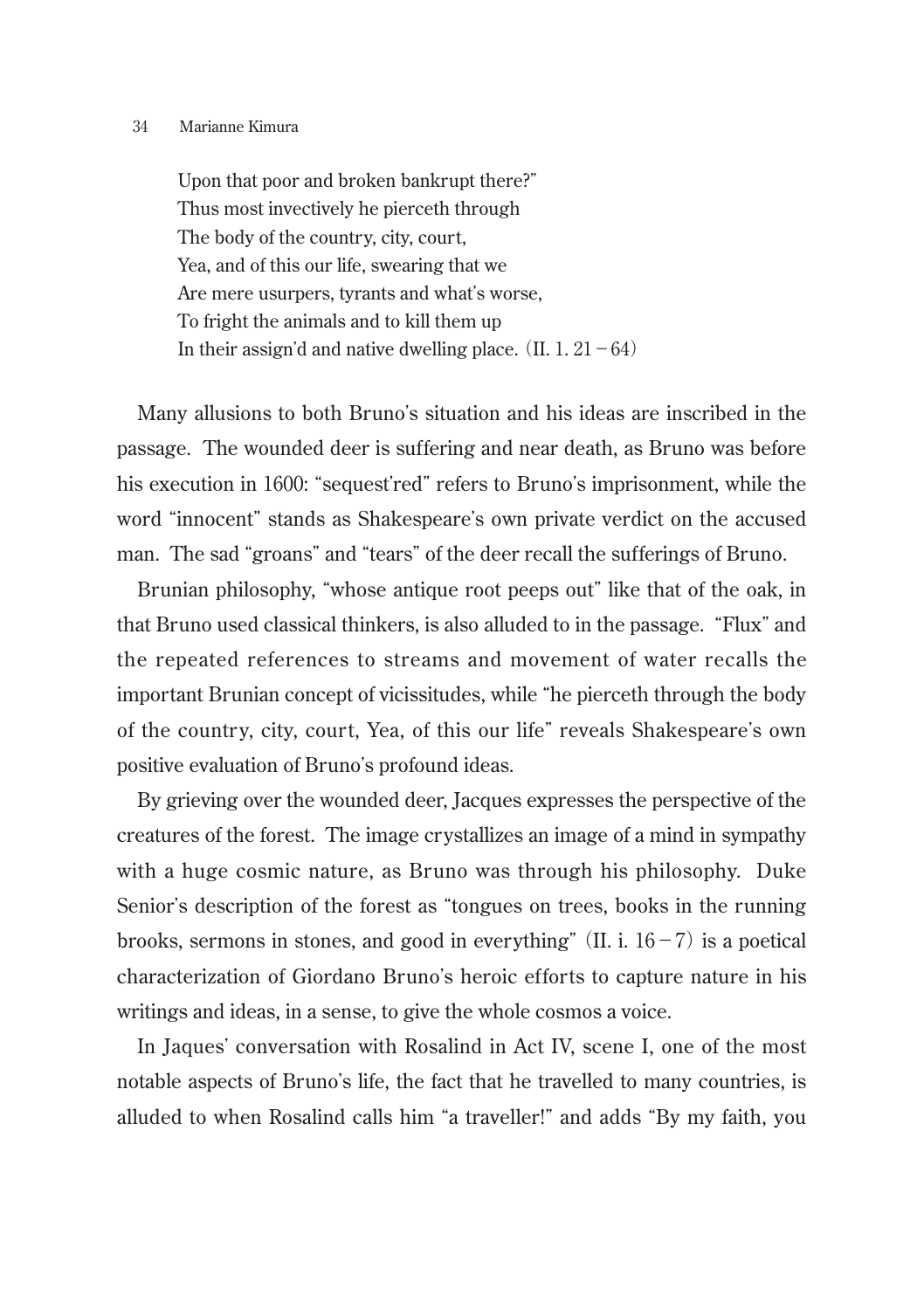> Upon that poor and broken bankrupt there?"
> Thus most invectively he pierceth through
> The body of the country, city, court,
> Yea, and of this our life, swearing that we
> Are mere usurpers, tyrants and what's worse,
> To fright the animals and to kill them up
> In their assign'd and native dwelling place. (II. 1. 21 – 64)

Many allusions to both Bruno's situation and his ideas are inscribed in the passage. The wounded deer is suffering and near death, as Bruno was before his execution in 1600: "sequest'red" refers to Bruno's imprisonment, while the word "innocent" stands as Shakespeare's own private verdict on the accused man. The sad "groans" and "tears" of the deer recall the sufferings of Bruno.

Brunian philosophy, "whose antique root peeps out" like that of the oak, in that Bruno used classical thinkers, is also alluded to in the passage. "Flux" and the repeated references to streams and movement of water recalls the important Brunian concept of vicissitudes, while "he pierceth through the body of the country, city, court, Yea, of this our life" reveals Shakespeare's own positive evaluation of Bruno's profound ideas.

By grieving over the wounded deer, Jacques expresses the perspective of the creatures of the forest. The image crystallizes an image of a mind in sympathy with a huge cosmic nature, as Bruno was through his philosophy. Duke Senior's description of the forest as "tongues on trees, books in the running brooks, sermons in stones, and good in everything" (II. i. 16 – 7) is a poetical characterization of Giordano Bruno's heroic efforts to capture nature in his writings and ideas, in a sense, to give the whole cosmos a voice.

In Jaques' conversation with Rosalind in Act IV, scene I, one of the most notable aspects of Bruno's life, the fact that he travelled to many countries, is alluded to when Rosalind calls him "a traveller!" and adds "By my faith, you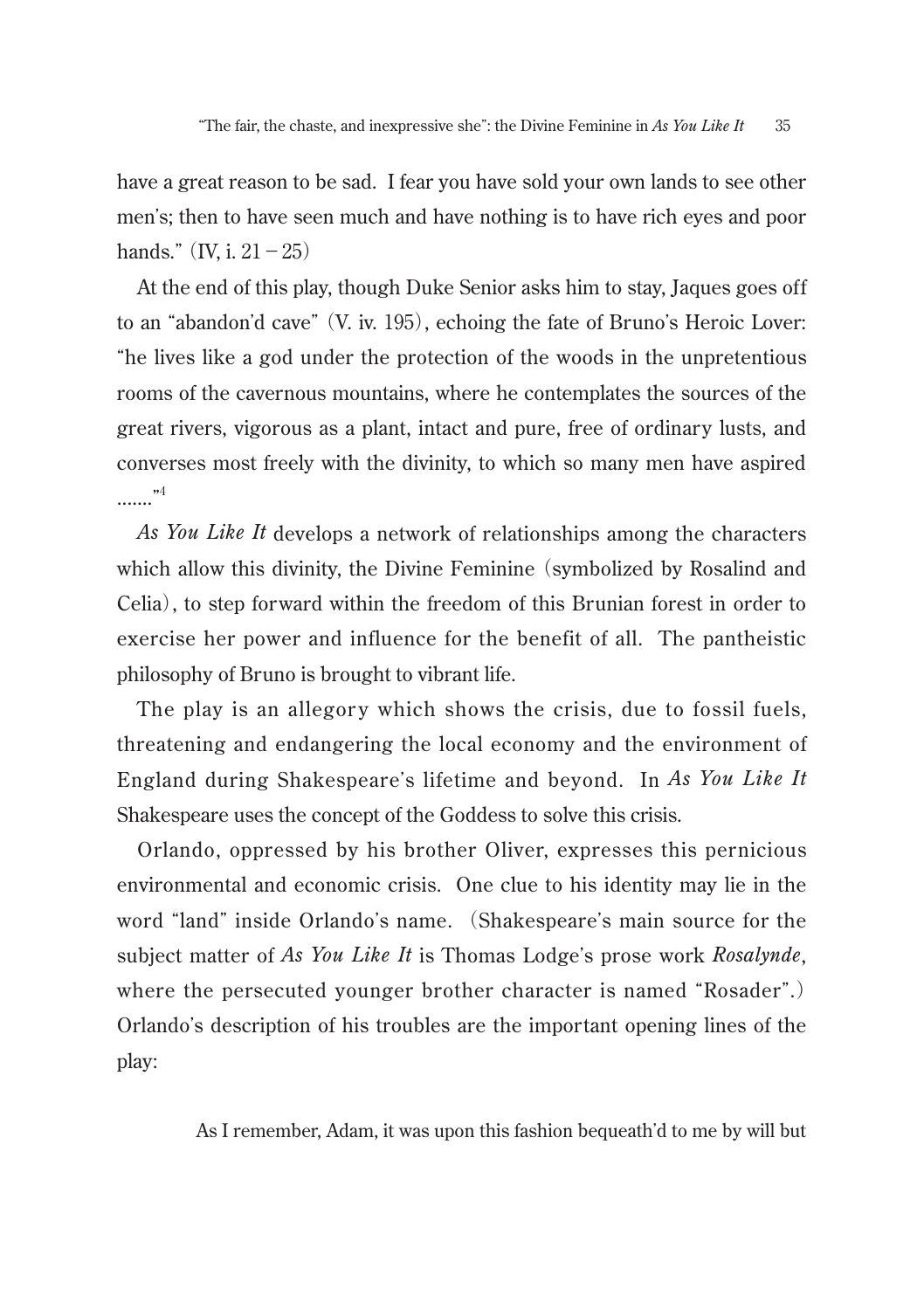have a great reason to be sad. I fear you have sold your own lands to see other men's; then to have seen much and have nothing is to have rich eyes and poor hands." (IV, i. 21 – 25)

At the end of this play, though Duke Senior asks him to stay, Jaques goes off to an "abandon'd cave" (V. iv. 195), echoing the fate of Bruno's Heroic Lover: "he lives like a god under the protection of the woods in the unpretentious rooms of the cavernous mountains, where he contemplates the sources of the great rivers, vigorous as a plant, intact and pure, free of ordinary lusts, and converses most freely with the divinity, to which so many men have aspired ……"[4]

*As You Like It* develops a network of relationships among the characters which allow this divinity, the Divine Feminine (symbolized by Rosalind and Celia), to step forward within the freedom of this Brunian forest in order to exercise her power and influence for the benefit of all. The pantheistic philosophy of Bruno is brought to vibrant life.

The play is an allegory which shows the crisis, due to fossil fuels, threatening and endangering the local economy and the environment of England during Shakespeare's lifetime and beyond. In *As You Like It* Shakespeare uses the concept of the Goddess to solve this crisis.

Orlando, oppressed by his brother Oliver, expresses this pernicious environmental and economic crisis. One clue to his identity may lie in the word "land" inside Orlando's name. (Shakespeare's main source for the subject matter of *As You Like It* is Thomas Lodge's prose work *Rosalynde*, where the persecuted younger brother character is named "Rosader".) Orlando's description of his troubles are the important opening lines of the play:

> As I remember, Adam, it was upon this fashion bequeath'd to me by will but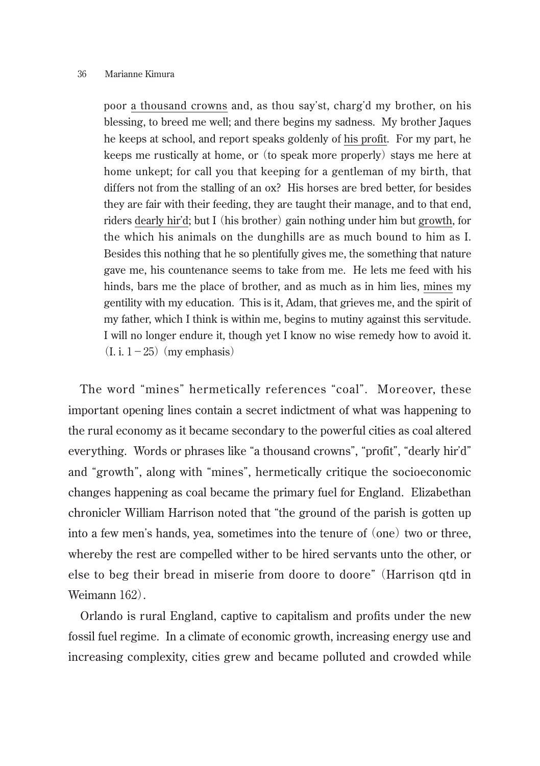> poor <u>a thousand crowns</u> and, as thou say'st, charg'd my brother, on his blessing, to breed me well; and there begins my sadness. My brother Jaques he keeps at school, and report speaks goldenly of <u>his profit</u>. For my part, he keeps me rustically at home, or (to speak more properly) stays me here at home unkept; for call you that keeping for a gentleman of my birth, that differs not from the stalling of an ox? His horses are bred better, for besides they are fair with their feeding, they are taught their manage, and to that end, riders <u>dearly hir'd</u>; but I (his brother) gain nothing under him but <u>growth</u>, for the which his animals on the dunghills are as much bound to him as I. Besides this nothing that he so plentifully gives me, the something that nature gave me, his countenance seems to take from me. He lets me feed with his hinds, bars me the place of brother, and as much as in him lies, <u>mines</u> my gentility with my education. This is it, Adam, that grieves me, and the spirit of my father, which I think is within me, begins to mutiny against this servitude. I will no longer endure it, though yet I know no wise remedy how to avoid it. (I. i. 1 − 25) (my emphasis)

The word "mines" hermetically references "coal". Moreover, these important opening lines contain a secret indictment of what was happening to the rural economy as it became secondary to the powerful cities as coal altered everything. Words or phrases like "a thousand crowns", "profit", "dearly hir'd" and "growth", along with "mines", hermetically critique the socioeconomic changes happening as coal became the primary fuel for England. Elizabethan chronicler William Harrison noted that "the ground of the parish is gotten up into a few men's hands, yea, sometimes into the tenure of (one) two or three, whereby the rest are compelled wither to be hired servants unto the other, or else to beg their bread in miserie from doore to doore" (Harrison qtd in Weimann 162).

Orlando is rural England, captive to capitalism and profits under the new fossil fuel regime. In a climate of economic growth, increasing energy use and increasing complexity, cities grew and became polluted and crowded while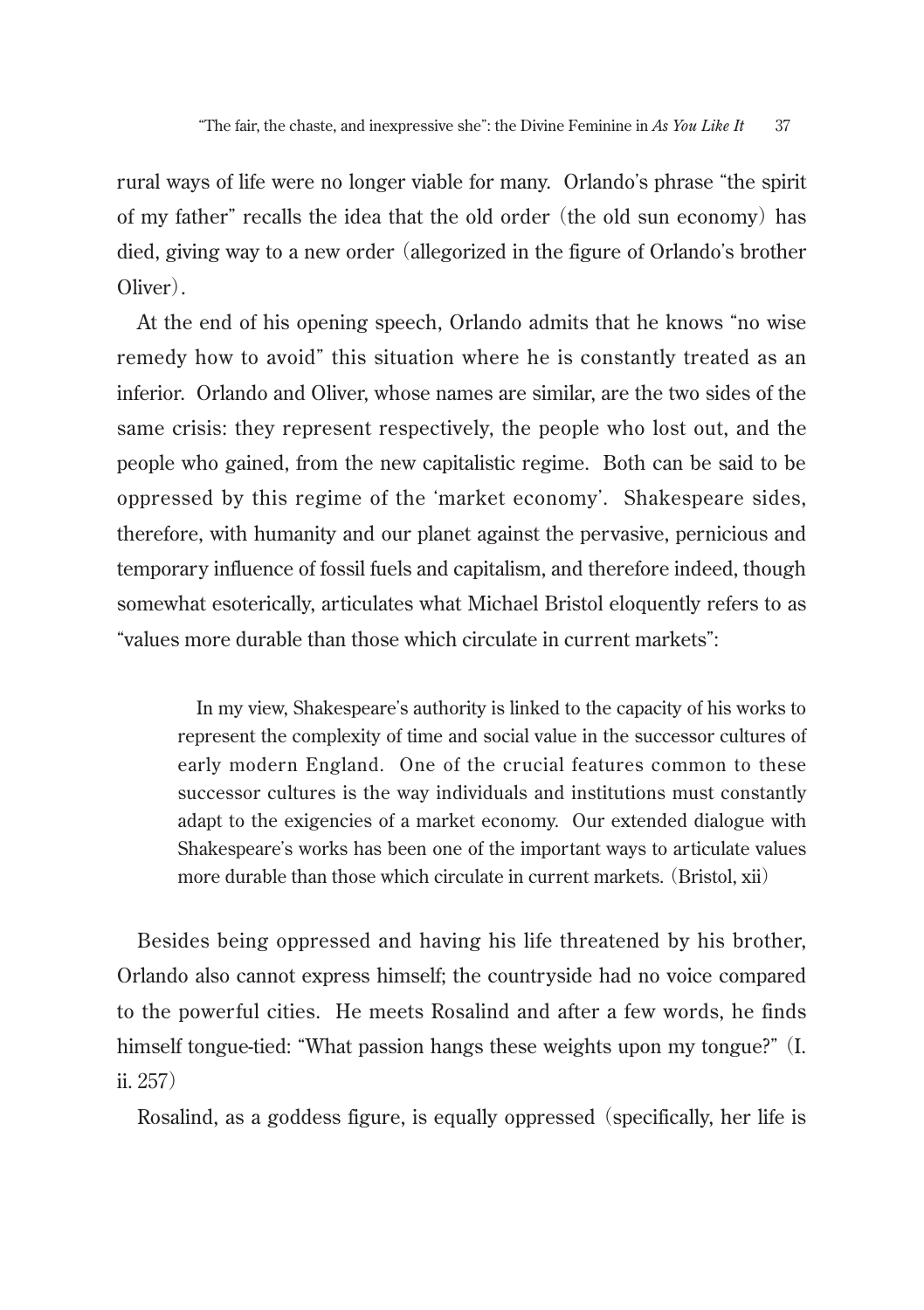rural ways of life were no longer viable for many. Orlando's phrase "the spirit of my father" recalls the idea that the old order (the old sun economy) has died, giving way to a new order (allegorized in the figure of Orlando's brother Oliver).

At the end of his opening speech, Orlando admits that he knows "no wise remedy how to avoid" this situation where he is constantly treated as an inferior. Orlando and Oliver, whose names are similar, are the two sides of the same crisis: they represent respectively, the people who lost out, and the people who gained, from the new capitalistic regime. Both can be said to be oppressed by this regime of the 'market economy'. Shakespeare sides, therefore, with humanity and our planet against the pervasive, pernicious and temporary influence of fossil fuels and capitalism, and therefore indeed, though somewhat esoterically, articulates what Michael Bristol eloquently refers to as "values more durable than those which circulate in current markets":

> In my view, Shakespeare's authority is linked to the capacity of his works to represent the complexity of time and social value in the successor cultures of early modern England. One of the crucial features common to these successor cultures is the way individuals and institutions must constantly adapt to the exigencies of a market economy. Our extended dialogue with Shakespeare's works has been one of the important ways to articulate values more durable than those which circulate in current markets. (Bristol, xii)

Besides being oppressed and having his life threatened by his brother, Orlando also cannot express himself; the countryside had no voice compared to the powerful cities. He meets Rosalind and after a few words, he finds himself tongue-tied: "What passion hangs these weights upon my tongue?" (I. ii. 257)

Rosalind, as a goddess figure, is equally oppressed (specifically, her life is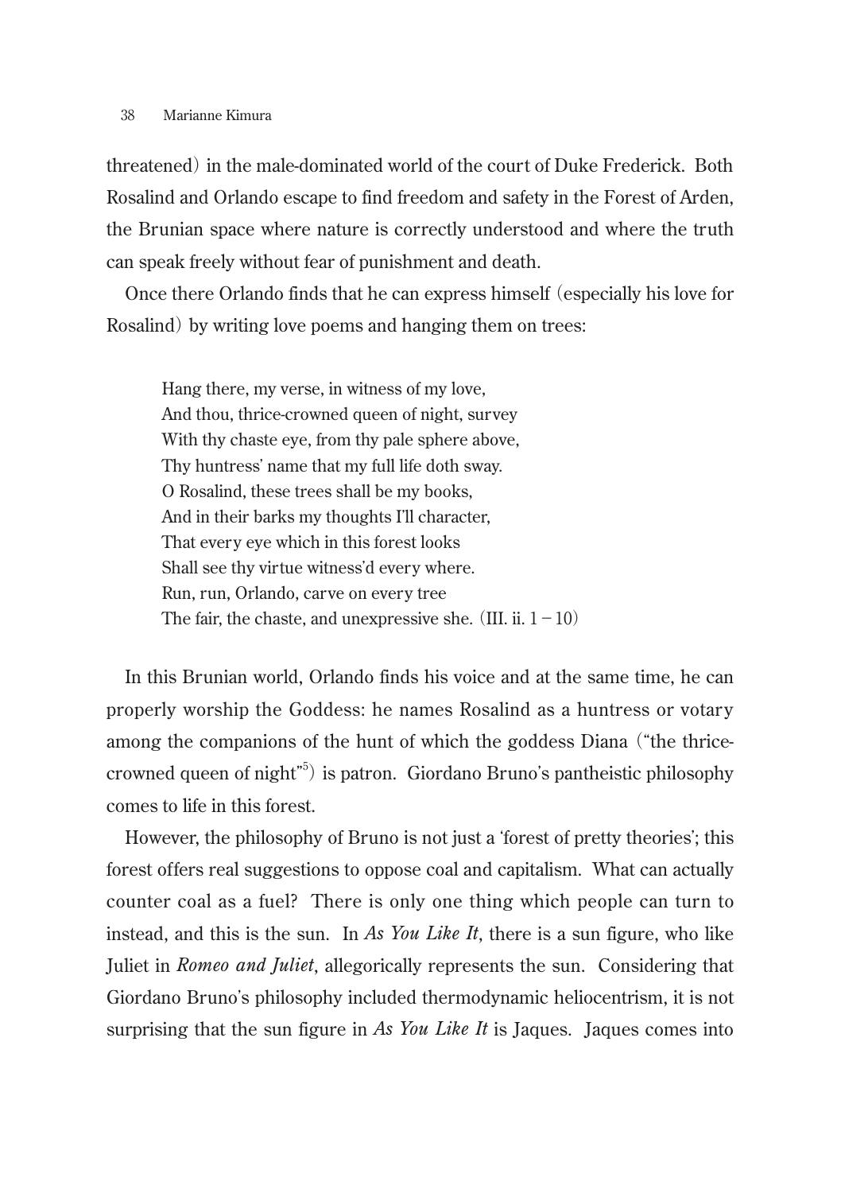threatened) in the male-dominated world of the court of Duke Frederick. Both Rosalind and Orlando escape to find freedom and safety in the Forest of Arden, the Brunian space where nature is correctly understood and where the truth can speak freely without fear of punishment and death.

Once there Orlando finds that he can express himself (especially his love for Rosalind) by writing love poems and hanging them on trees:

> Hang there, my verse, in witness of my love,
> And thou, thrice-crowned queen of night, survey
> With thy chaste eye, from thy pale sphere above,
> Thy huntress' name that my full life doth sway.
> O Rosalind, these trees shall be my books,
> And in their barks my thoughts I'll character,
> That every eye which in this forest looks
> Shall see thy virtue witness'd every where.
> Run, run, Orlando, carve on every tree
> The fair, the chaste, and unexpressive she. (III. ii. 1 – 10)

In this Brunian world, Orlando finds his voice and at the same time, he can properly worship the Goddess: he names Rosalind as a huntress or votary among the companions of the hunt of which the goddess Diana ("the thrice-crowned queen of night"[5]) is patron. Giordano Bruno's pantheistic philosophy comes to life in this forest.

However, the philosophy of Bruno is not just a 'forest of pretty theories'; this forest offers real suggestions to oppose coal and capitalism. What can actually counter coal as a fuel? There is only one thing which people can turn to instead, and this is the sun. In *As You Like It*, there is a sun figure, who like Juliet in *Romeo and Juliet*, allegorically represents the sun. Considering that Giordano Bruno's philosophy included thermodynamic heliocentrism, it is not surprising that the sun figure in *As You Like It* is Jaques. Jaques comes into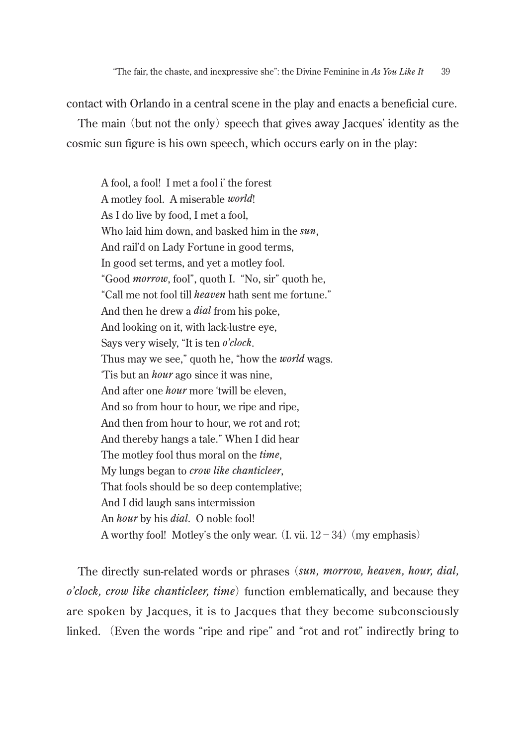contact with Orlando in a central scene in the play and enacts a beneficial cure.

The main (but not the only) speech that gives away Jacques' identity as the cosmic sun figure is his own speech, which occurs early on in the play:

> A fool, a fool! I met a fool i' the forest
> A motley fool. A miserable *world*!
> As I do live by food, I met a fool,
> Who laid him down, and basked him in the *sun*,
> And rail'd on Lady Fortune in good terms,
> In good set terms, and yet a motley fool.
> "Good *morrow*, fool", quoth I. "No, sir" quoth he,
> "Call me not fool till *heaven* hath sent me fortune."
> And then he drew a *dial* from his poke,
> And looking on it, with lack-lustre eye,
> Says very wisely, "It is ten *o'clock*.
> Thus may we see," quoth he, "how the *world* wags.
> 'Tis but an *hour* ago since it was nine,
> And after one *hour* more 'twill be eleven,
> And so from hour to hour, we ripe and ripe,
> And then from hour to hour, we rot and rot;
> And thereby hangs a tale." When I did hear
> The motley fool thus moral on the *time*,
> My lungs began to *crow like chanticleer*,
> That fools should be so deep contemplative;
> And I did laugh sans intermission
> An *hour* by his *dial*. O noble fool!
> A worthy fool! Motley's the only wear. (I. vii. 12 − 34) (my emphasis)

The directly sun-related words or phrases (***sun, morrow, heaven, hour, dial, o'clock, crow like chanticleer, time***) function emblematically, and because they are spoken by Jacques, it is to Jacques that they become subconsciously linked. (Even the words "ripe and ripe" and "rot and rot" indirectly bring to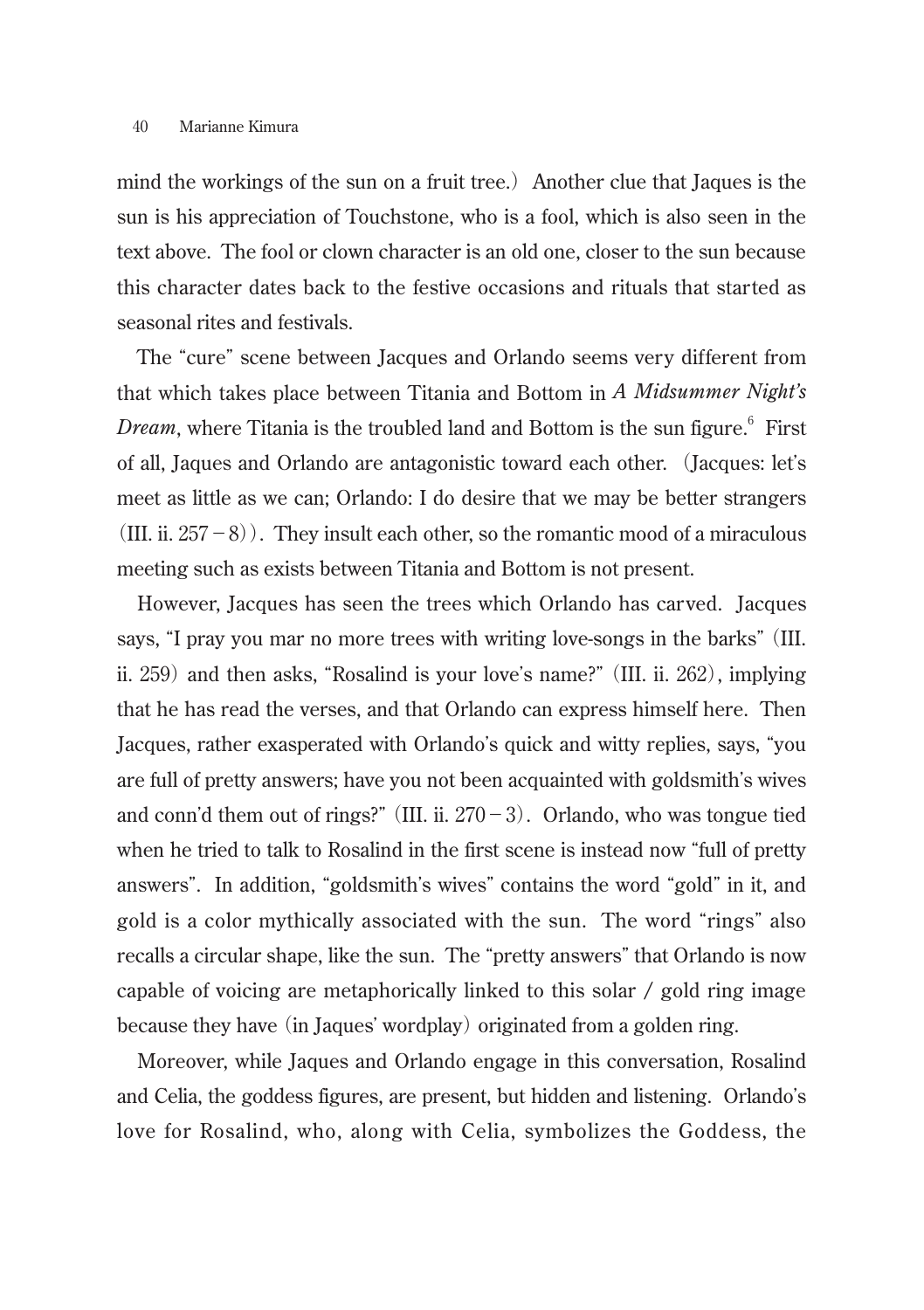mind the workings of the sun on a fruit tree.) Another clue that Jaques is the sun is his appreciation of Touchstone, who is a fool, which is also seen in the text above. The fool or clown character is an old one, closer to the sun because this character dates back to the festive occasions and rituals that started as seasonal rites and festivals.

The "cure" scene between Jacques and Orlando seems very different from that which takes place between Titania and Bottom in *A Midsummer Night's Dream*, where Titania is the troubled land and Bottom is the sun figure.[6] First of all, Jaques and Orlando are antagonistic toward each other. (Jacques: let's meet as little as we can; Orlando: I do desire that we may be better strangers (III. ii. 257 − 8)). They insult each other, so the romantic mood of a miraculous meeting such as exists between Titania and Bottom is not present.

However, Jacques has seen the trees which Orlando has carved. Jacques says, "I pray you mar no more trees with writing love-songs in the barks" (III. ii. 259) and then asks, "Rosalind is your love's name?" (III. ii. 262), implying that he has read the verses, and that Orlando can express himself here. Then Jacques, rather exasperated with Orlando's quick and witty replies, says, "you are full of pretty answers; have you not been acquainted with goldsmith's wives and conn'd them out of rings?" (III. ii. 270 − 3). Orlando, who was tongue tied when he tried to talk to Rosalind in the first scene is instead now "full of pretty answers". In addition, "goldsmith's wives" contains the word "gold" in it, and gold is a color mythically associated with the sun. The word "rings" also recalls a circular shape, like the sun. The "pretty answers" that Orlando is now capable of voicing are metaphorically linked to this solar / gold ring image because they have (in Jaques' wordplay) originated from a golden ring.

Moreover, while Jaques and Orlando engage in this conversation, Rosalind and Celia, the goddess figures, are present, but hidden and listening. Orlando's love for Rosalind, who, along with Celia, symbolizes the Goddess, the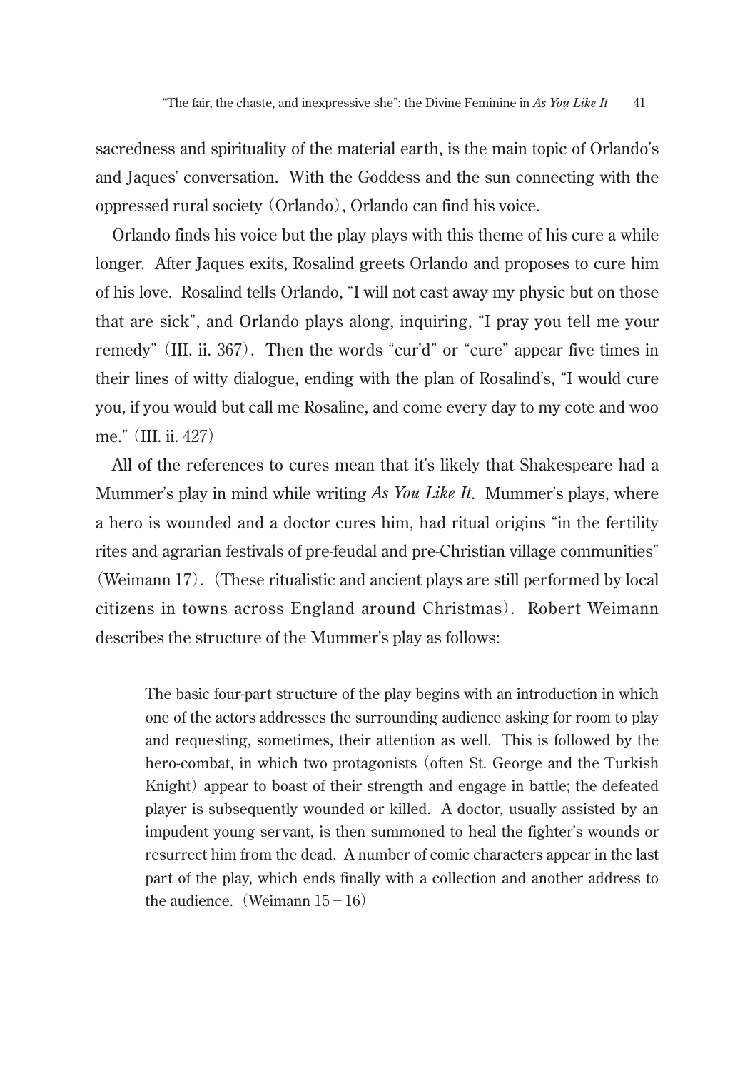sacredness and spirituality of the material earth, is the main topic of Orlando's and Jaques' conversation. With the Goddess and the sun connecting with the oppressed rural society (Orlando), Orlando can find his voice.

Orlando finds his voice but the play plays with this theme of his cure a while longer. After Jaques exits, Rosalind greets Orlando and proposes to cure him of his love. Rosalind tells Orlando, "I will not cast away my physic but on those that are sick", and Orlando plays along, inquiring, "I pray you tell me your remedy" (III. ii. 367). Then the words "cur'd" or "cure" appear five times in their lines of witty dialogue, ending with the plan of Rosalind's, "I would cure you, if you would but call me Rosaline, and come every day to my cote and woo me." (III. ii. 427)

All of the references to cures mean that it's likely that Shakespeare had a Mummer's play in mind while writing *As You Like It*. Mummer's plays, where a hero is wounded and a doctor cures him, had ritual origins "in the fertility rites and agrarian festivals of pre-feudal and pre-Christian village communities" (Weimann 17). (These ritualistic and ancient plays are still performed by local citizens in towns across England around Christmas). Robert Weimann describes the structure of the Mummer's play as follows:

> The basic four-part structure of the play begins with an introduction in which one of the actors addresses the surrounding audience asking for room to play and requesting, sometimes, their attention as well. This is followed by the hero-combat, in which two protagonists (often St. George and the Turkish Knight) appear to boast of their strength and engage in battle; the defeated player is subsequently wounded or killed. A doctor, usually assisted by an impudent young servant, is then summoned to heal the fighter's wounds or resurrect him from the dead. A number of comic characters appear in the last part of the play, which ends finally with a collection and another address to the audience. (Weimann 15－16)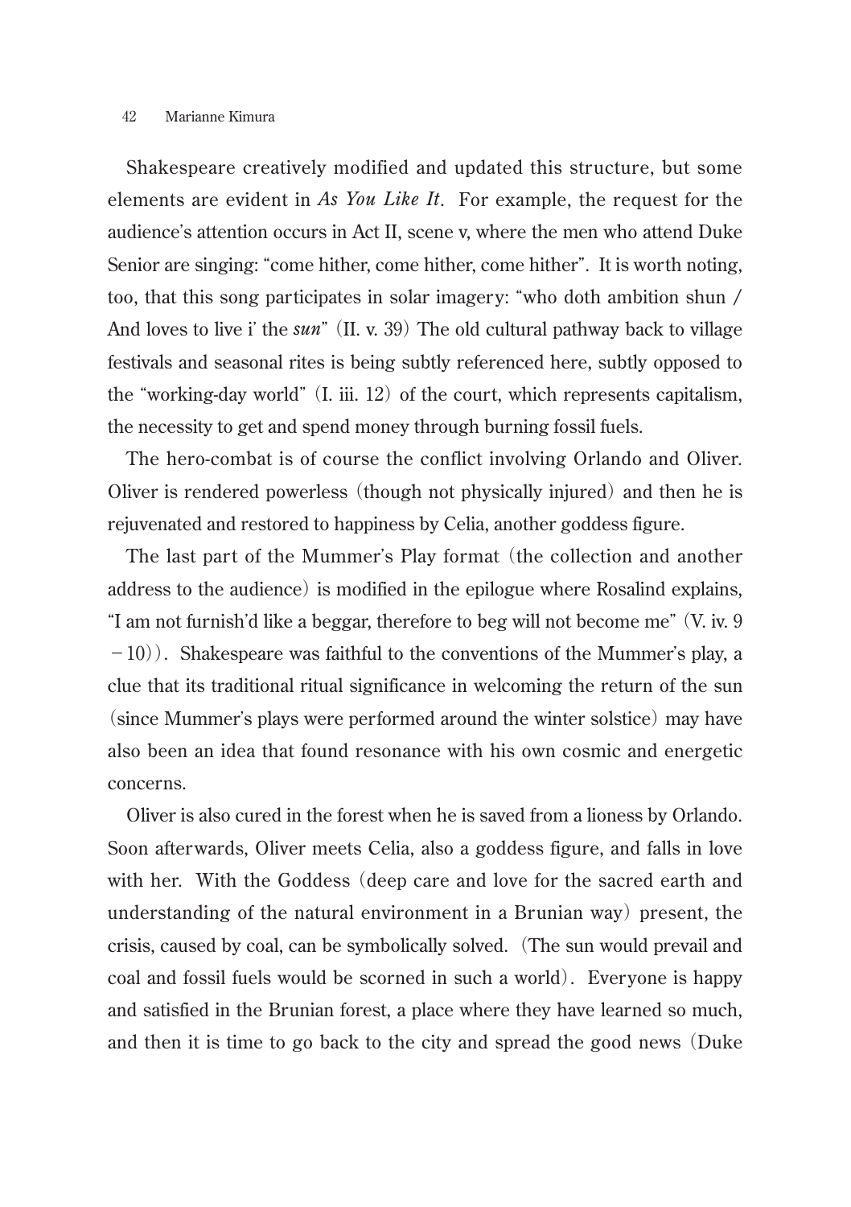Shakespeare creatively modified and updated this structure, but some elements are evident in *As You Like It*. For example, the request for the audience's attention occurs in Act II, scene v, where the men who attend Duke Senior are singing: "come hither, come hither, come hither". It is worth noting, too, that this song participates in solar imagery: "who doth ambition shun / And loves to live i' the ***sun***" (II. v. 39) The old cultural pathway back to village festivals and seasonal rites is being subtly referenced here, subtly opposed to the "working-day world" (I. iii. 12) of the court, which represents capitalism, the necessity to get and spend money through burning fossil fuels.

The hero-combat is of course the conflict involving Orlando and Oliver. Oliver is rendered powerless (though not physically injured) and then he is rejuvenated and restored to happiness by Celia, another goddess figure.

The last part of the Mummer's Play format (the collection and another address to the audience) is modified in the epilogue where Rosalind explains, "I am not furnish'd like a beggar, therefore to beg will not become me" (V. iv. 9 −10)). Shakespeare was faithful to the conventions of the Mummer's play, a clue that its traditional ritual significance in welcoming the return of the sun (since Mummer's plays were performed around the winter solstice) may have also been an idea that found resonance with his own cosmic and energetic concerns.

Oliver is also cured in the forest when he is saved from a lioness by Orlando. Soon afterwards, Oliver meets Celia, also a goddess figure, and falls in love with her. With the Goddess (deep care and love for the sacred earth and understanding of the natural environment in a Brunian way) present, the crisis, caused by coal, can be symbolically solved. (The sun would prevail and coal and fossil fuels would be scorned in such a world). Everyone is happy and satisfied in the Brunian forest, a place where they have learned so much, and then it is time to go back to the city and spread the good news (Duke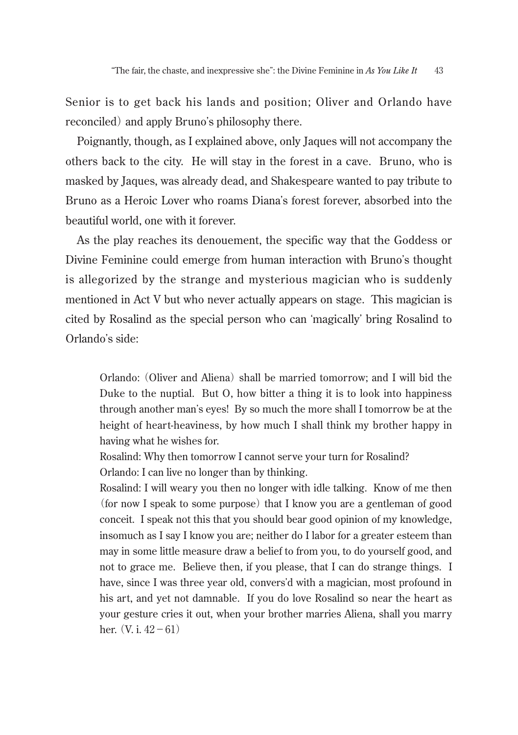Senior is to get back his lands and position; Oliver and Orlando have reconciled) and apply Bruno's philosophy there.

Poignantly, though, as I explained above, only Jaques will not accompany the others back to the city. He will stay in the forest in a cave. Bruno, who is masked by Jaques, was already dead, and Shakespeare wanted to pay tribute to Bruno as a Heroic Lover who roams Diana's forest forever, absorbed into the beautiful world, one with it forever.

As the play reaches its denouement, the specific way that the Goddess or Divine Feminine could emerge from human interaction with Bruno's thought is allegorized by the strange and mysterious magician who is suddenly mentioned in Act V but who never actually appears on stage. This magician is cited by Rosalind as the special person who can 'magically' bring Rosalind to Orlando's side:

> Orlando: (Oliver and Aliena) shall be married tomorrow; and I will bid the Duke to the nuptial. But O, how bitter a thing it is to look into happiness through another man's eyes! By so much the more shall I tomorrow be at the height of heart-heaviness, by how much I shall think my brother happy in having what he wishes for.
>
> Rosalind: Why then tomorrow I cannot serve your turn for Rosalind?
>
> Orlando: I can live no longer than by thinking.
>
> Rosalind: I will weary you then no longer with idle talking. Know of me then (for now I speak to some purpose) that I know you are a gentleman of good conceit. I speak not this that you should bear good opinion of my knowledge, insomuch as I say I know you are; neither do I labor for a greater esteem than may in some little measure draw a belief to from you, to do yourself good, and not to grace me. Believe then, if you please, that I can do strange things. I have, since I was three year old, convers'd with a magician, most profound in his art, and yet not damnable. If you do love Rosalind so near the heart as your gesture cries it out, when your brother marries Aliena, shall you marry her. (V. i. 42 – 61)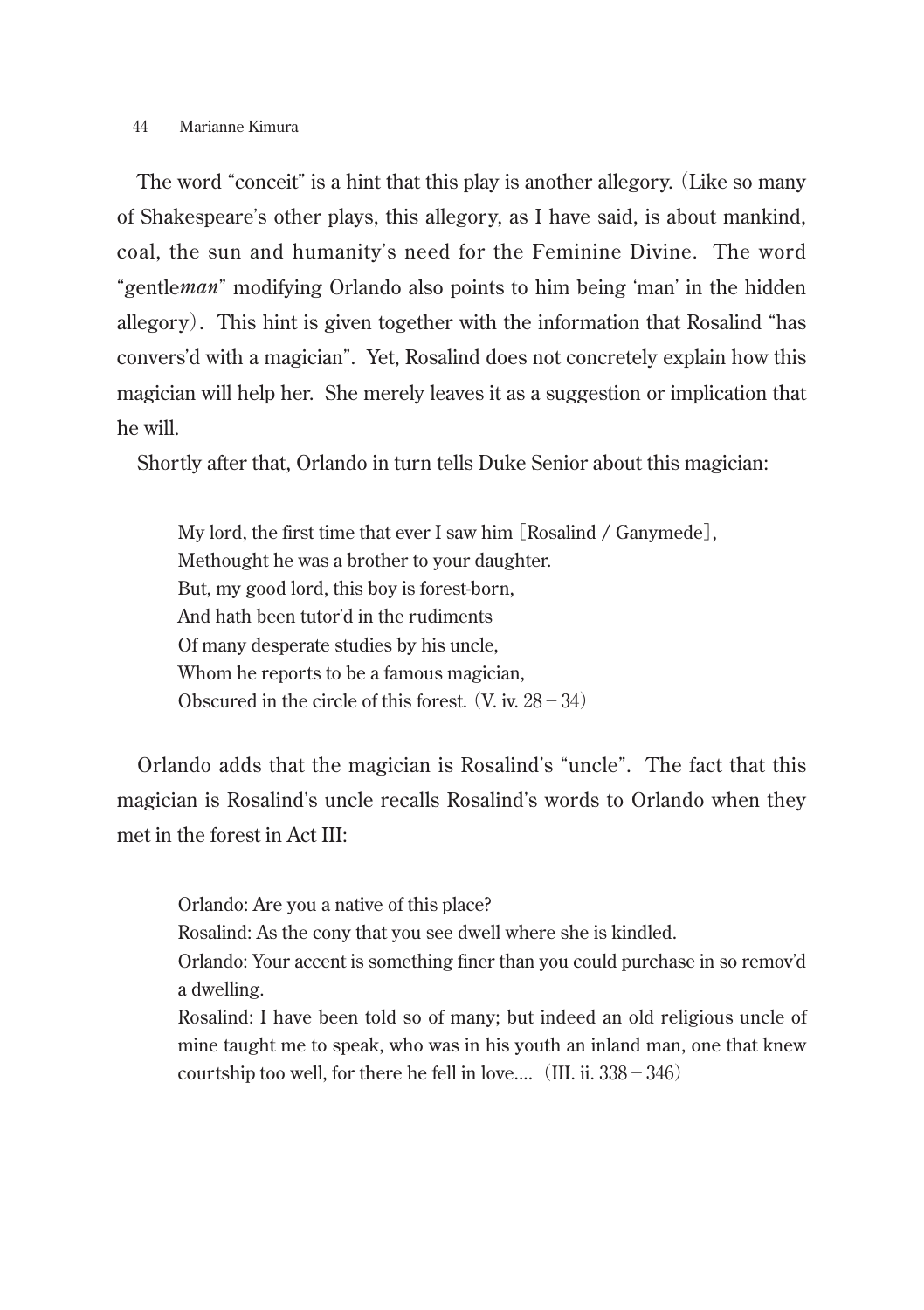The word "conceit" is a hint that this play is another allegory. (Like so many of Shakespeare's other plays, this allegory, as I have said, is about mankind, coal, the sun and humanity's need for the Feminine Divine. The word "gentle*man*" modifying Orlando also points to him being 'man' in the hidden allegory). This hint is given together with the information that Rosalind "has convers'd with a magician". Yet, Rosalind does not concretely explain how this magician will help her. She merely leaves it as a suggestion or implication that he will.

Shortly after that, Orlando in turn tells Duke Senior about this magician:

> My lord, the first time that ever I saw him [Rosalind / Ganymede],
> Methought he was a brother to your daughter.
> But, my good lord, this boy is forest-born,
> And hath been tutor'd in the rudiments
> Of many desperate studies by his uncle,
> Whom he reports to be a famous magician,
> Obscured in the circle of this forest. (V. iv. 28 – 34)

Orlando adds that the magician is Rosalind's "uncle". The fact that this magician is Rosalind's uncle recalls Rosalind's words to Orlando when they met in the forest in Act III:

> Orlando: Are you a native of this place?
> Rosalind: As the cony that you see dwell where she is kindled.
> Orlando: Your accent is something finer than you could purchase in so remov'd a dwelling.
> Rosalind: I have been told so of many; but indeed an old religious uncle of mine taught me to speak, who was in his youth an inland man, one that knew courtship too well, for there he fell in love.... (III. ii. 338 – 346)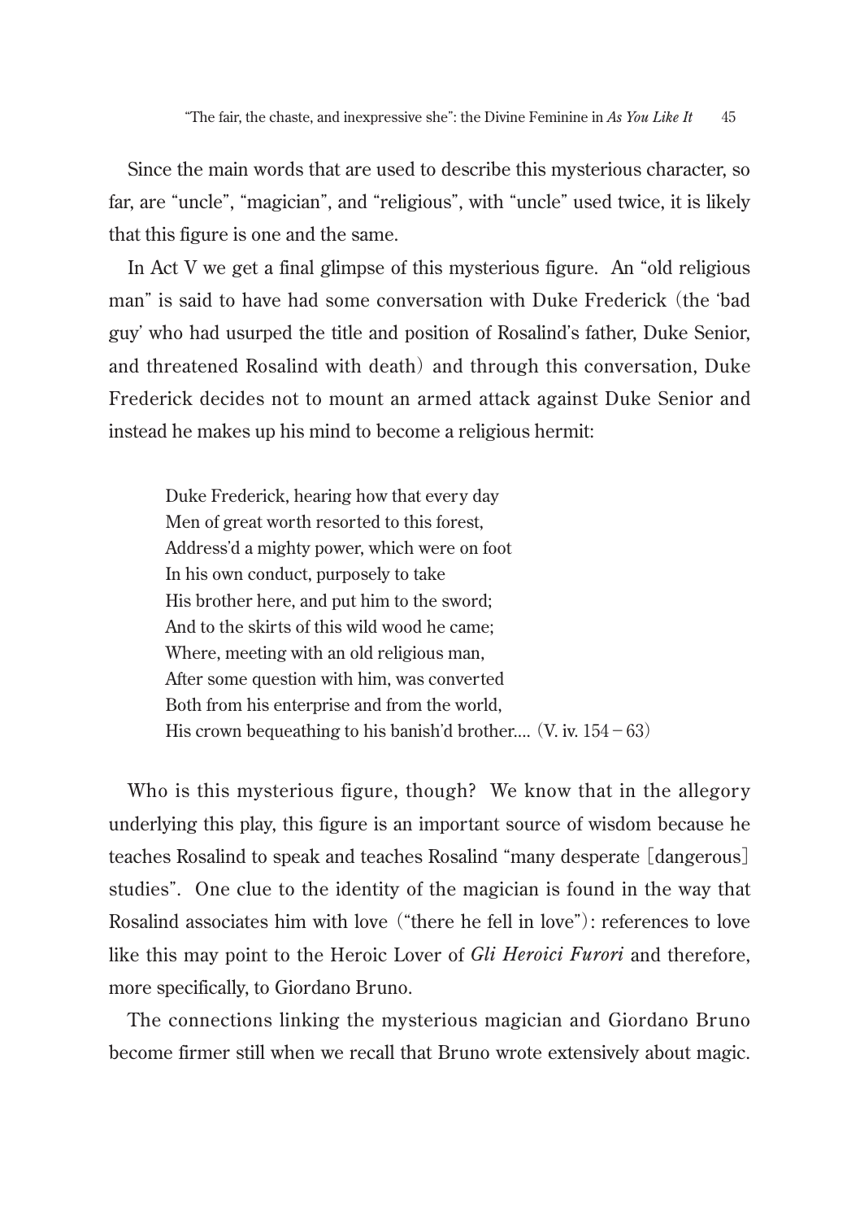Since the main words that are used to describe this mysterious character, so far, are "uncle", "magician", and "religious", with "uncle" used twice, it is likely that this figure is one and the same.

In Act V we get a final glimpse of this mysterious figure. An "old religious man" is said to have had some conversation with Duke Frederick (the 'bad guy' who had usurped the title and position of Rosalind's father, Duke Senior, and threatened Rosalind with death) and through this conversation, Duke Frederick decides not to mount an armed attack against Duke Senior and instead he makes up his mind to become a religious hermit:

> Duke Frederick, hearing how that every day
> Men of great worth resorted to this forest,
> Address'd a mighty power, which were on foot
> In his own conduct, purposely to take
> His brother here, and put him to the sword;
> And to the skirts of this wild wood he came;
> Where, meeting with an old religious man,
> After some question with him, was converted
> Both from his enterprise and from the world,
> His crown bequeathing to his banish'd brother.... (V. iv. 154 – 63)

Who is this mysterious figure, though? We know that in the allegory underlying this play, this figure is an important source of wisdom because he teaches Rosalind to speak and teaches Rosalind "many desperate [dangerous] studies". One clue to the identity of the magician is found in the way that Rosalind associates him with love ("there he fell in love"): references to love like this may point to the Heroic Lover of *Gli Heroici Furori* and therefore, more specifically, to Giordano Bruno.

The connections linking the mysterious magician and Giordano Bruno become firmer still when we recall that Bruno wrote extensively about magic.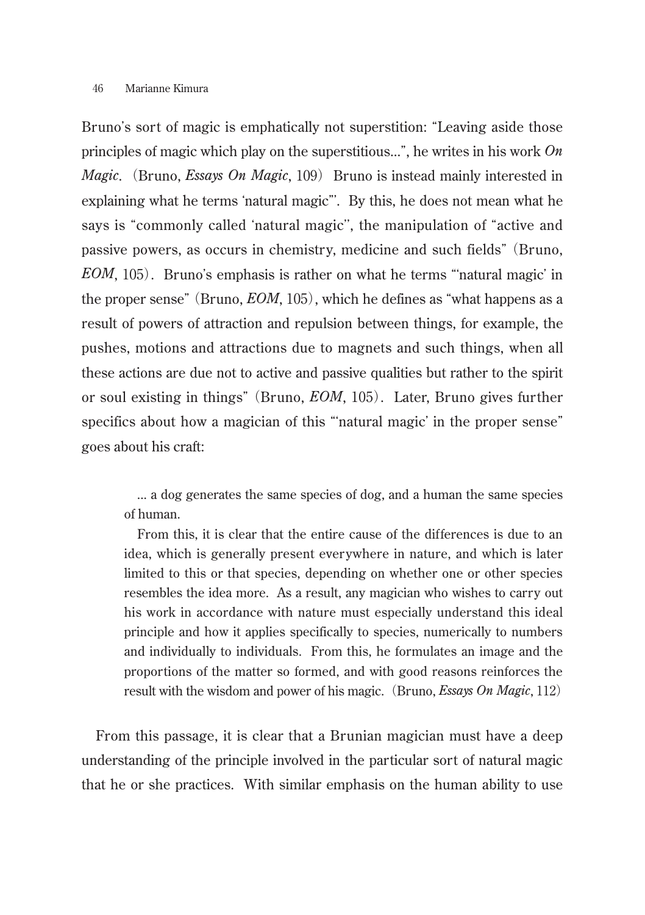Bruno's sort of magic is emphatically not superstition: "Leaving aside those principles of magic which play on the superstitious...", he writes in his work *On Magic*. (Bruno, *Essays On Magic*, 109) Bruno is instead mainly interested in explaining what he terms 'natural magic"'. By this, he does not mean what he says is "commonly called 'natural magic'', the manipulation of "active and passive powers, as occurs in chemistry, medicine and such fields" (Bruno, *EOM*, 105). Bruno's emphasis is rather on what he terms "'natural magic' in the proper sense" (Bruno, *EOM*, 105), which he defines as "what happens as a result of powers of attraction and repulsion between things, for example, the pushes, motions and attractions due to magnets and such things, when all these actions are due not to active and passive qualities but rather to the spirit or soul existing in things" (Bruno, *EOM*, 105). Later, Bruno gives further specifics about how a magician of this "'natural magic' in the proper sense" goes about his craft:

> ... a dog generates the same species of dog, and a human the same species of human.
>
> From this, it is clear that the entire cause of the differences is due to an idea, which is generally present everywhere in nature, and which is later limited to this or that species, depending on whether one or other species resembles the idea more. As a result, any magician who wishes to carry out his work in accordance with nature must especially understand this ideal principle and how it applies specifically to species, numerically to numbers and individually to individuals. From this, he formulates an image and the proportions of the matter so formed, and with good reasons reinforces the result with the wisdom and power of his magic. (Bruno, *Essays On Magic*, 112)

From this passage, it is clear that a Brunian magician must have a deep understanding of the principle involved in the particular sort of natural magic that he or she practices. With similar emphasis on the human ability to use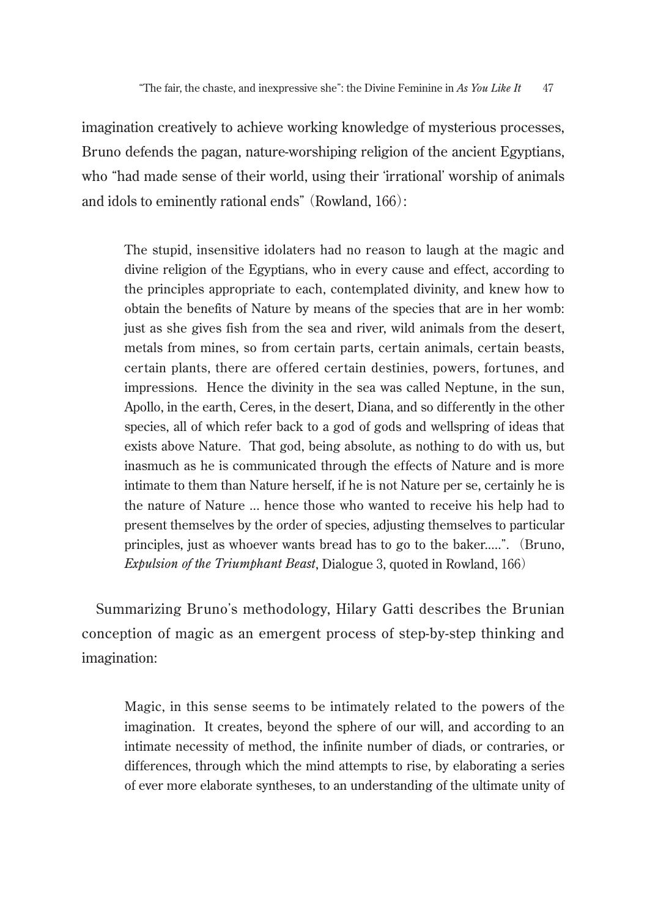imagination creatively to achieve working knowledge of mysterious processes, Bruno defends the pagan, nature-worshiping religion of the ancient Egyptians, who "had made sense of their world, using their 'irrational' worship of animals and idols to eminently rational ends" (Rowland, 166):

> The stupid, insensitive idolaters had no reason to laugh at the magic and divine religion of the Egyptians, who in every cause and effect, according to the principles appropriate to each, contemplated divinity, and knew how to obtain the benefits of Nature by means of the species that are in her womb: just as she gives fish from the sea and river, wild animals from the desert, metals from mines, so from certain parts, certain animals, certain beasts, certain plants, there are offered certain destinies, powers, fortunes, and impressions. Hence the divinity in the sea was called Neptune, in the sun, Apollo, in the earth, Ceres, in the desert, Diana, and so differently in the other species, all of which refer back to a god of gods and wellspring of ideas that exists above Nature. That god, being absolute, as nothing to do with us, but inasmuch as he is communicated through the effects of Nature and is more intimate to them than Nature herself, if he is not Nature per se, certainly he is the nature of Nature ... hence those who wanted to receive his help had to present themselves by the order of species, adjusting themselves to particular principles, just as whoever wants bread has to go to the baker.....". (Bruno, *Expulsion of the Triumphant Beast*, Dialogue 3, quoted in Rowland, 166)

Summarizing Bruno's methodology, Hilary Gatti describes the Brunian conception of magic as an emergent process of step-by-step thinking and imagination:

> Magic, in this sense seems to be intimately related to the powers of the imagination. It creates, beyond the sphere of our will, and according to an intimate necessity of method, the infinite number of diads, or contraries, or differences, through which the mind attempts to rise, by elaborating a series of ever more elaborate syntheses, to an understanding of the ultimate unity of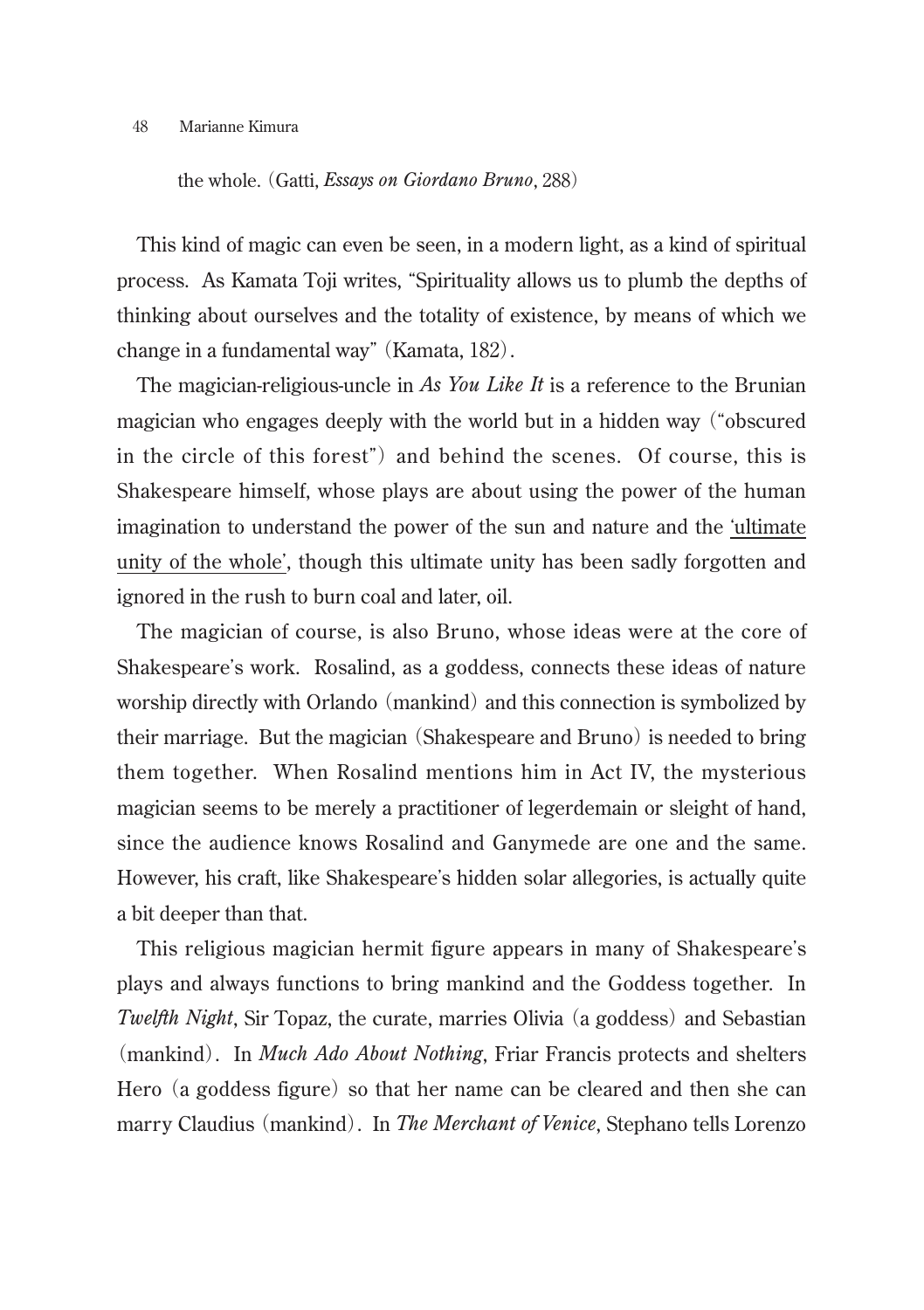the whole. (Gatti, *Essays on Giordano Bruno*, 288)

This kind of magic can even be seen, in a modern light, as a kind of spiritual process. As Kamata Toji writes, "Spirituality allows us to plumb the depths of thinking about ourselves and the totality of existence, by means of which we change in a fundamental way" (Kamata, 182).

The magician-religious-uncle in *As You Like It* is a reference to the Brunian magician who engages deeply with the world but in a hidden way ("obscured in the circle of this forest") and behind the scenes. Of course, this is Shakespeare himself, whose plays are about using the power of the human imagination to understand the power of the sun and nature and the 'ultimate unity of the whole', though this ultimate unity has been sadly forgotten and ignored in the rush to burn coal and later, oil.

The magician of course, is also Bruno, whose ideas were at the core of Shakespeare's work. Rosalind, as a goddess, connects these ideas of nature worship directly with Orlando (mankind) and this connection is symbolized by their marriage. But the magician (Shakespeare and Bruno) is needed to bring them together. When Rosalind mentions him in Act IV, the mysterious magician seems to be merely a practitioner of legerdemain or sleight of hand, since the audience knows Rosalind and Ganymede are one and the same. However, his craft, like Shakespeare's hidden solar allegories, is actually quite a bit deeper than that.

This religious magician hermit figure appears in many of Shakespeare's plays and always functions to bring mankind and the Goddess together. In *Twelfth Night*, Sir Topaz, the curate, marries Olivia (a goddess) and Sebastian (mankind). In *Much Ado About Nothing*, Friar Francis protects and shelters Hero (a goddess figure) so that her name can be cleared and then she can marry Claudius (mankind). In *The Merchant of Venice*, Stephano tells Lorenzo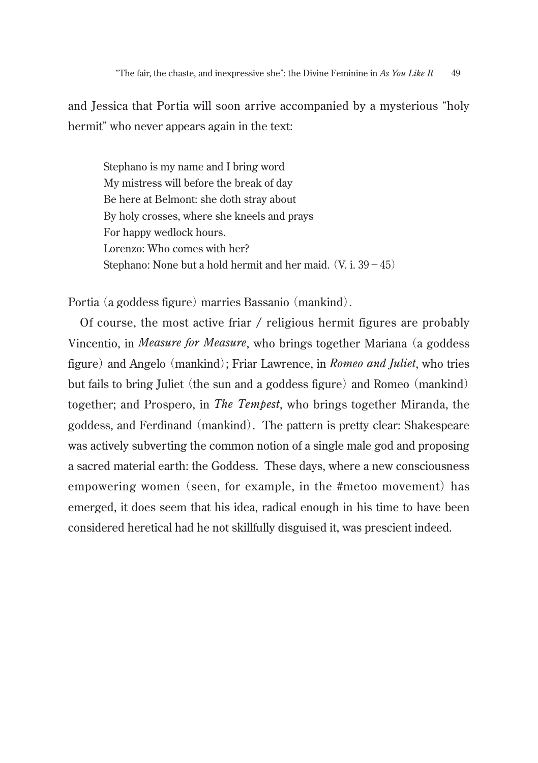and Jessica that Portia will soon arrive accompanied by a mysterious "holy hermit" who never appears again in the text:

> Stephano is my name and I bring word  
> My mistress will before the break of day  
> Be here at Belmont: she doth stray about  
> By holy crosses, where she kneels and prays  
> For happy wedlock hours.  
> Lorenzo: Who comes with her?  
> Stephano: None but a hold hermit and her maid. (V. i. 39 – 45)

Portia (a goddess figure) marries Bassanio (mankind).

Of course, the most active friar / religious hermit figures are probably Vincentio, in *Measure for Measure*, who brings together Mariana (a goddess figure) and Angelo (mankind); Friar Lawrence, in *Romeo and Juliet*, who tries but fails to bring Juliet (the sun and a goddess figure) and Romeo (mankind) together; and Prospero, in *The Tempest*, who brings together Miranda, the goddess, and Ferdinand (mankind). The pattern is pretty clear: Shakespeare was actively subverting the common notion of a single male god and proposing a sacred material earth: the Goddess. These days, where a new consciousness empowering women (seen, for example, in the #metoo movement) has emerged, it does seem that his idea, radical enough in his time to have been considered heretical had he not skillfully disguised it, was prescient indeed.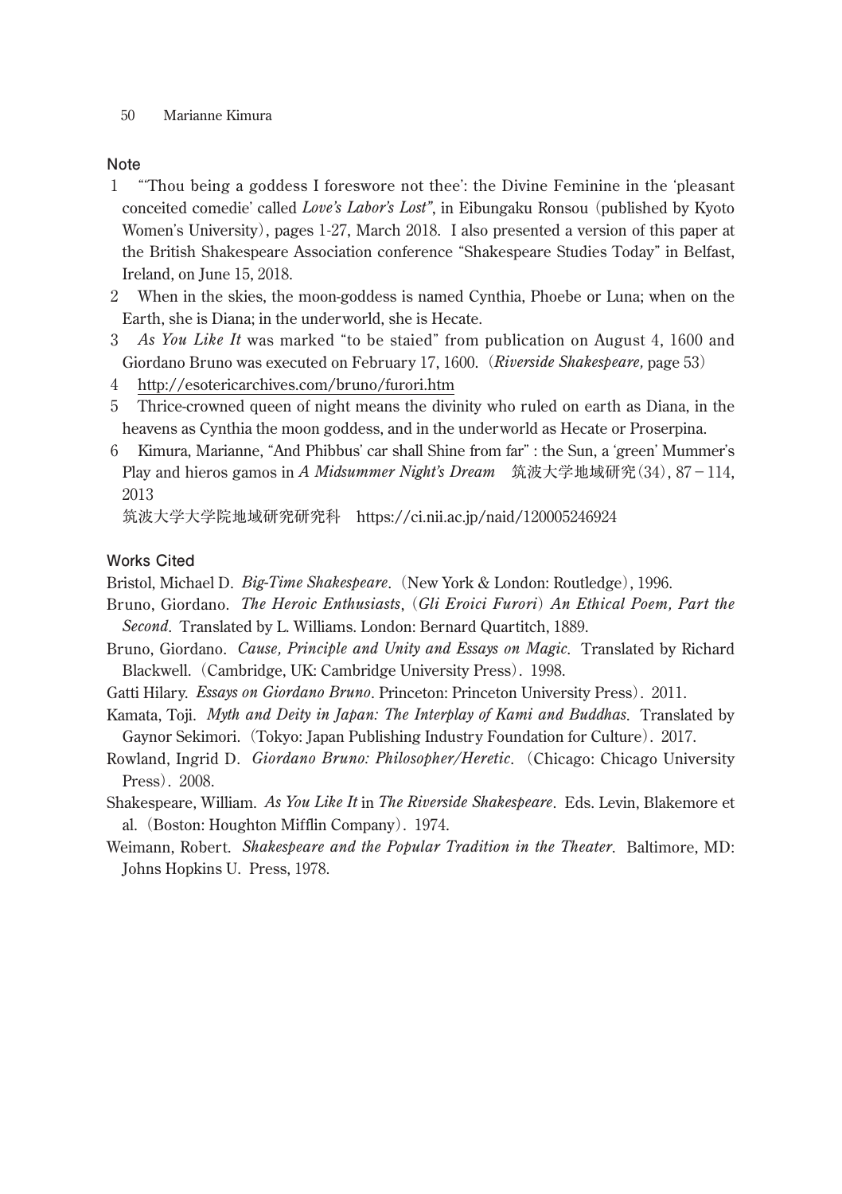## Note

1 "'Thou being a goddess I foreswore not thee': the Divine Feminine in the 'pleasant conceited comedie' called *Love's Labor's Lost*", in Eibungaku Ronsou (published by Kyoto Women's University), pages 1-27, March 2018. I also presented a version of this paper at the British Shakespeare Association conference "Shakespeare Studies Today" in Belfast, Ireland, on June 15, 2018.

2 When in the skies, the moon-goddess is named Cynthia, Phoebe or Luna; when on the Earth, she is Diana; in the underworld, she is Hecate.

3 *As You Like It* was marked "to be staied" from publication on August 4, 1600 and Giordano Bruno was executed on February 17, 1600. (*Riverside Shakespeare,* page 53)

4 http://esotericarchives.com/bruno/furori.htm

5 Thrice-crowned queen of night means the divinity who ruled on earth as Diana, in the heavens as Cynthia the moon goddess, and in the underworld as Hecate or Proserpina.

6 Kimura, Marianne, "And Phibbus' car shall Shine from far" : the Sun, a 'green' Mummer's Play and hieros gamos in *A Midsummer Night's Dream* 筑波大学地域研究(34), 87－114, 2013
筑波大学大学院地域研究研究科 https://ci.nii.ac.jp/naid/120005246924

## Works Cited

Bristol, Michael D. *Big-Time Shakespeare*. (New York & London: Routledge), 1996.

Bruno, Giordano. *The Heroic Enthusiasts*, (*Gli Eroici Furori*) *An Ethical Poem, Part the Second*. Translated by L. Williams. London: Bernard Quartitch, 1889.

Bruno, Giordano. *Cause, Principle and Unity and Essays on Magic*. Translated by Richard Blackwell. (Cambridge, UK: Cambridge University Press). 1998.

Gatti Hilary. *Essays on Giordano Bruno*. Princeton: Princeton University Press). 2011.

Kamata, Toji. *Myth and Deity in Japan: The Interplay of Kami and Buddhas*. Translated by Gaynor Sekimori. (Tokyo: Japan Publishing Industry Foundation for Culture). 2017.

Rowland, Ingrid D. *Giordano Bruno: Philosopher/Heretic*. (Chicago: Chicago University Press). 2008.

Shakespeare, William. *As You Like It* in *The Riverside Shakespeare*. Eds. Levin, Blakemore et al. (Boston: Houghton Mifflin Company). 1974.

Weimann, Robert. *Shakespeare and the Popular Tradition in the Theater*. Baltimore, MD: Johns Hopkins U. Press, 1978.